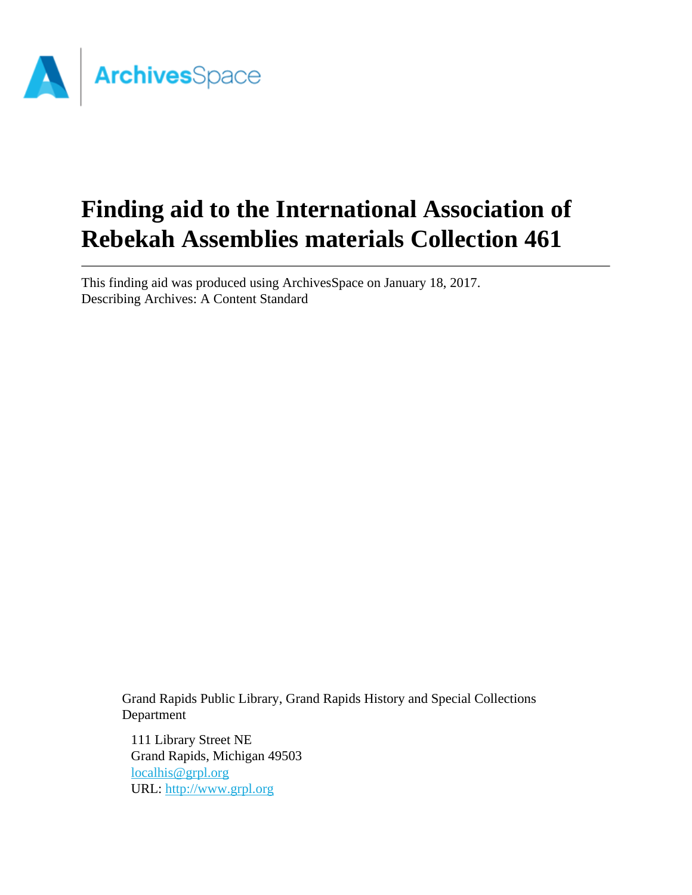# Finding aid to the International Association of Rebekah Assemblies materials Collection 461

---

This finding aid was produced using ArchivesSpace on January 18, 2017.
Describing Archives: A Content Standard

Grand Rapids Public Library, Grand Rapids History and Special Collections Department

111 Library Street NE
Grand Rapids, Michigan 49503
localhis@grpl.org
URL: http://www.grpl.org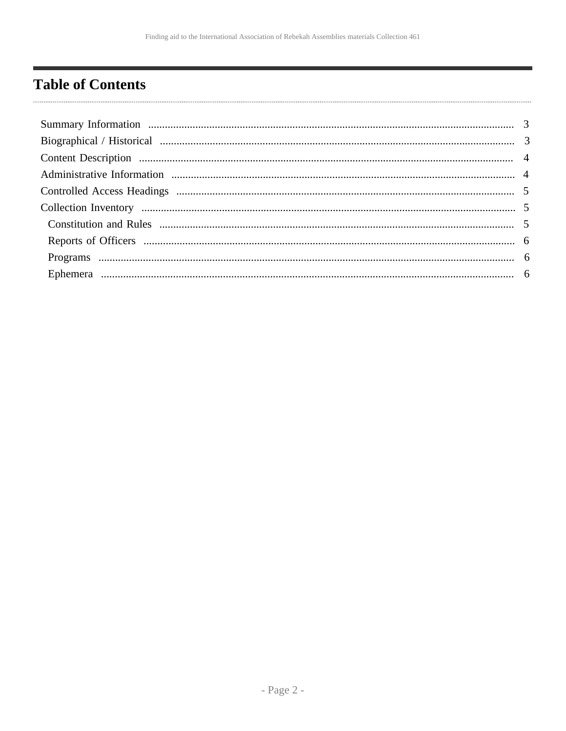# Table of Contents

- Summary Information ........ 3
- Biographical / Historical ........ 3
- Content Description ........ 4
- Administrative Information ........ 4
- Controlled Access Headings ........ 5
- Collection Inventory ........ 5
  - Constitution and Rules ........ 5
  - Reports of Officers ........ 6
  - Programs ........ 6
  - Ephemera ........ 6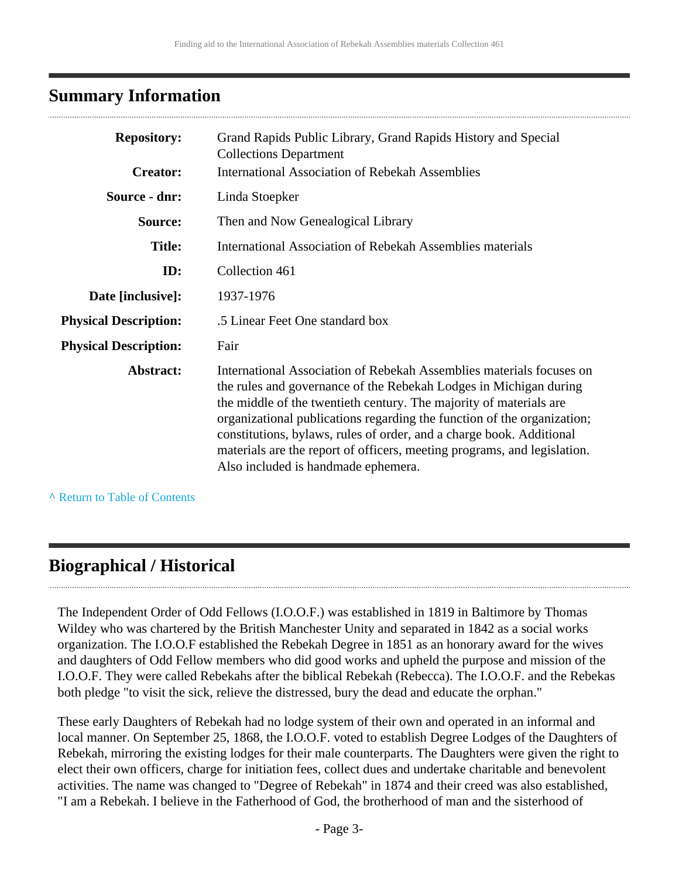## Summary Information

| | |
|---|---|
| **Repository:** | Grand Rapids Public Library, Grand Rapids History and Special Collections Department |
| **Creator:** | International Association of Rebekah Assemblies |
| **Source - dnr:** | Linda Stoepker |
| **Source:** | Then and Now Genealogical Library |
| **Title:** | International Association of Rebekah Assemblies materials |
| **ID:** | Collection 461 |
| **Date [inclusive]:** | 1937-1976 |
| **Physical Description:** | .5 Linear Feet One standard box |
| **Physical Description:** | Fair |
| **Abstract:** | International Association of Rebekah Assemblies materials focuses on the rules and governance of the Rebekah Lodges in Michigan during the middle of the twentieth century. The majority of materials are organizational publications regarding the function of the organization; constitutions, bylaws, rules of order, and a charge book. Additional materials are the report of officers, meeting programs, and legislation. Also included is handmade ephemera. |

^ Return to Table of Contents

## Biographical / Historical

The Independent Order of Odd Fellows (I.O.O.F.) was established in 1819 in Baltimore by Thomas Wildey who was chartered by the British Manchester Unity and separated in 1842 as a social works organization. The I.O.O.F established the Rebekah Degree in 1851 as an honorary award for the wives and daughters of Odd Fellow members who did good works and upheld the purpose and mission of the I.O.O.F. They were called Rebekahs after the biblical Rebekah (Rebecca). The I.O.O.F. and the Rebekas both pledge "to visit the sick, relieve the distressed, bury the dead and educate the orphan."

These early Daughters of Rebekah had no lodge system of their own and operated in an informal and local manner. On September 25, 1868, the I.O.O.F. voted to establish Degree Lodges of the Daughters of Rebekah, mirroring the existing lodges for their male counterparts. The Daughters were given the right to elect their own officers, charge for initiation fees, collect dues and undertake charitable and benevolent activities. The name was changed to "Degree of Rebekah" in 1874 and their creed was also established, "I am a Rebekah. I believe in the Fatherhood of God, the brotherhood of man and the sisterhood of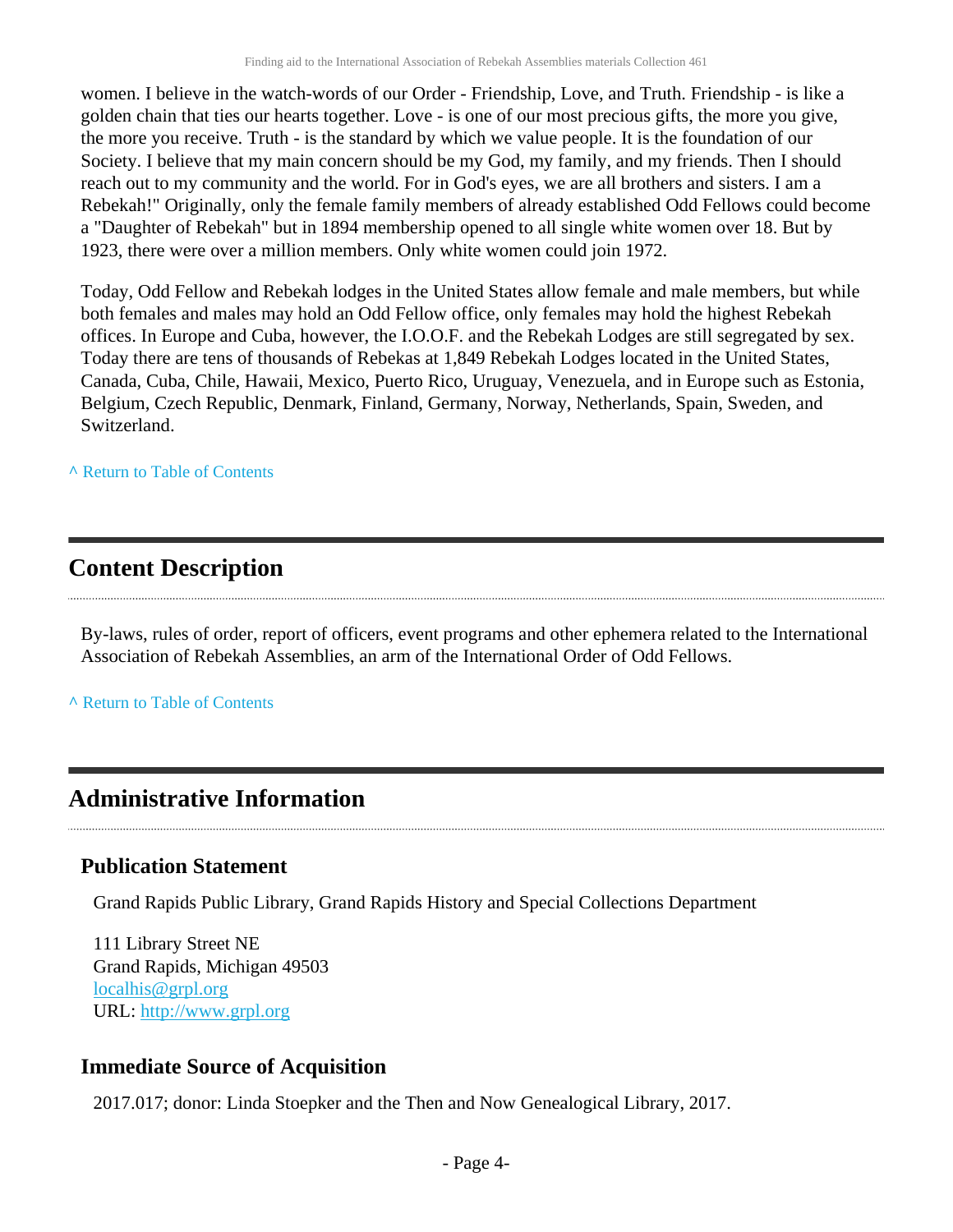women. I believe in the watch-words of our Order - Friendship, Love, and Truth. Friendship - is like a golden chain that ties our hearts together. Love - is one of our most precious gifts, the more you give, the more you receive. Truth - is the standard by which we value people. It is the foundation of our Society. I believe that my main concern should be my God, my family, and my friends. Then I should reach out to my community and the world. For in God's eyes, we are all brothers and sisters. I am a Rebekah!" Originally, only the female family members of already established Odd Fellows could become a "Daughter of Rebekah" but in 1894 membership opened to all single white women over 18. But by 1923, there were over a million members. Only white women could join 1972.

Today, Odd Fellow and Rebekah lodges in the United States allow female and male members, but while both females and males may hold an Odd Fellow office, only females may hold the highest Rebekah offices. In Europe and Cuba, however, the I.O.O.F. and the Rebekah Lodges are still segregated by sex. Today there are tens of thousands of Rebekas at 1,849 Rebekah Lodges located in the United States, Canada, Cuba, Chile, Hawaii, Mexico, Puerto Rico, Uruguay, Venezuela, and in Europe such as Estonia, Belgium, Czech Republic, Denmark, Finland, Germany, Norway, Netherlands, Spain, Sweden, and Switzerland.

^ Return to Table of Contents

## Content Description

By-laws, rules of order, report of officers, event programs and other ephemera related to the International Association of Rebekah Assemblies, an arm of the International Order of Odd Fellows.

^ Return to Table of Contents

## Administrative Information

### Publication Statement

Grand Rapids Public Library, Grand Rapids History and Special Collections Department

111 Library Street NE
Grand Rapids, Michigan 49503
localhis@grpl.org
URL: http://www.grpl.org

### Immediate Source of Acquisition

2017.017; donor: Linda Stoepker and the Then and Now Genealogical Library, 2017.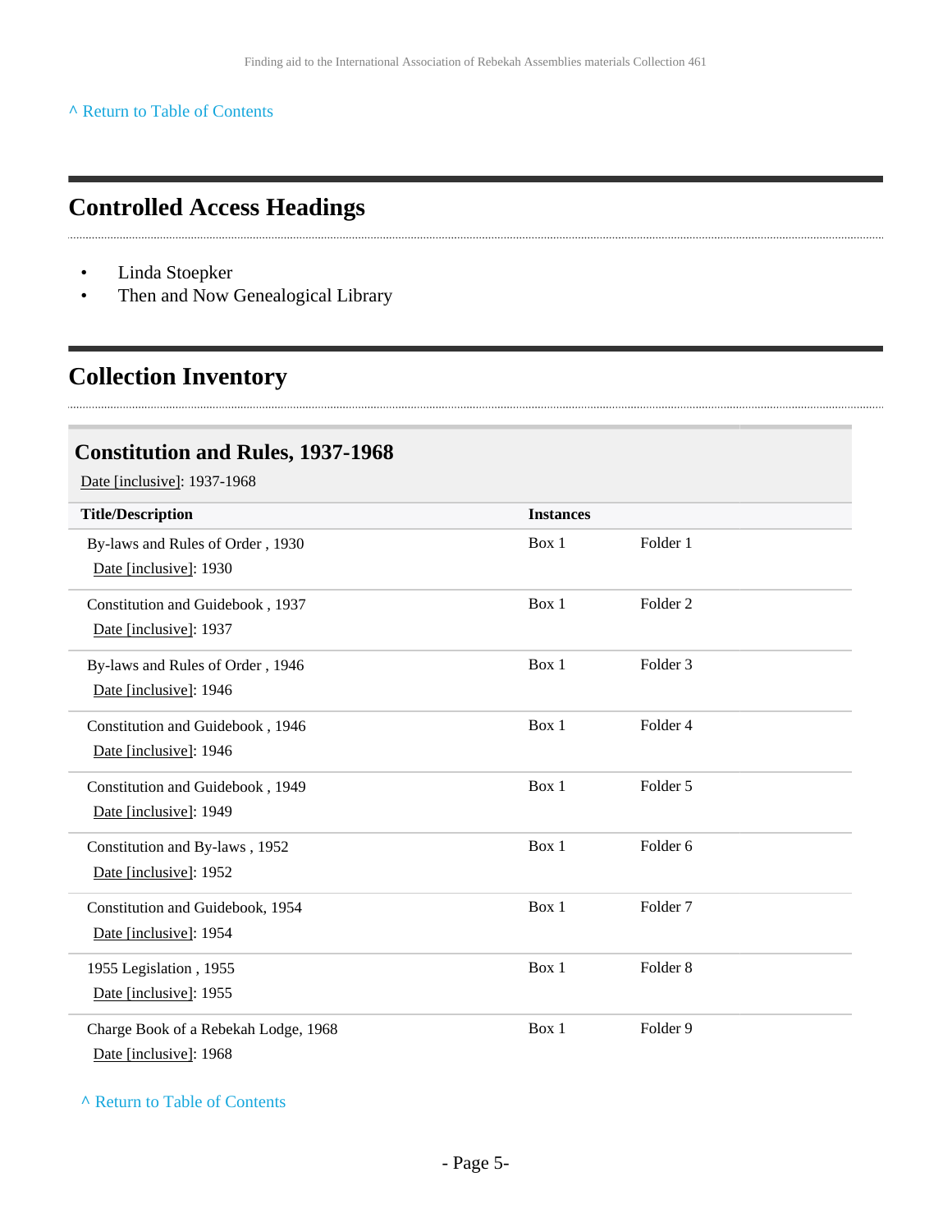^ Return to Table of Contents

## Controlled Access Headings

- Linda Stoepker
- Then and Now Genealogical Library

## Collection Inventory

### Constitution and Rules, 1937-1968

Date [inclusive]: 1937-1968

| Title/Description | Instances | |
|---|---|---|
| By-laws and Rules of Order , 1930<br>Date [inclusive]: 1930 | Box 1 | Folder 1 |
| Constitution and Guidebook , 1937<br>Date [inclusive]: 1937 | Box 1 | Folder 2 |
| By-laws and Rules of Order , 1946<br>Date [inclusive]: 1946 | Box 1 | Folder 3 |
| Constitution and Guidebook , 1946<br>Date [inclusive]: 1946 | Box 1 | Folder 4 |
| Constitution and Guidebook , 1949<br>Date [inclusive]: 1949 | Box 1 | Folder 5 |
| Constitution and By-laws , 1952<br>Date [inclusive]: 1952 | Box 1 | Folder 6 |
| Constitution and Guidebook, 1954<br>Date [inclusive]: 1954 | Box 1 | Folder 7 |
| 1955 Legislation , 1955<br>Date [inclusive]: 1955 | Box 1 | Folder 8 |
| Charge Book of a Rebekah Lodge, 1968<br>Date [inclusive]: 1968 | Box 1 | Folder 9 |

^ Return to Table of Contents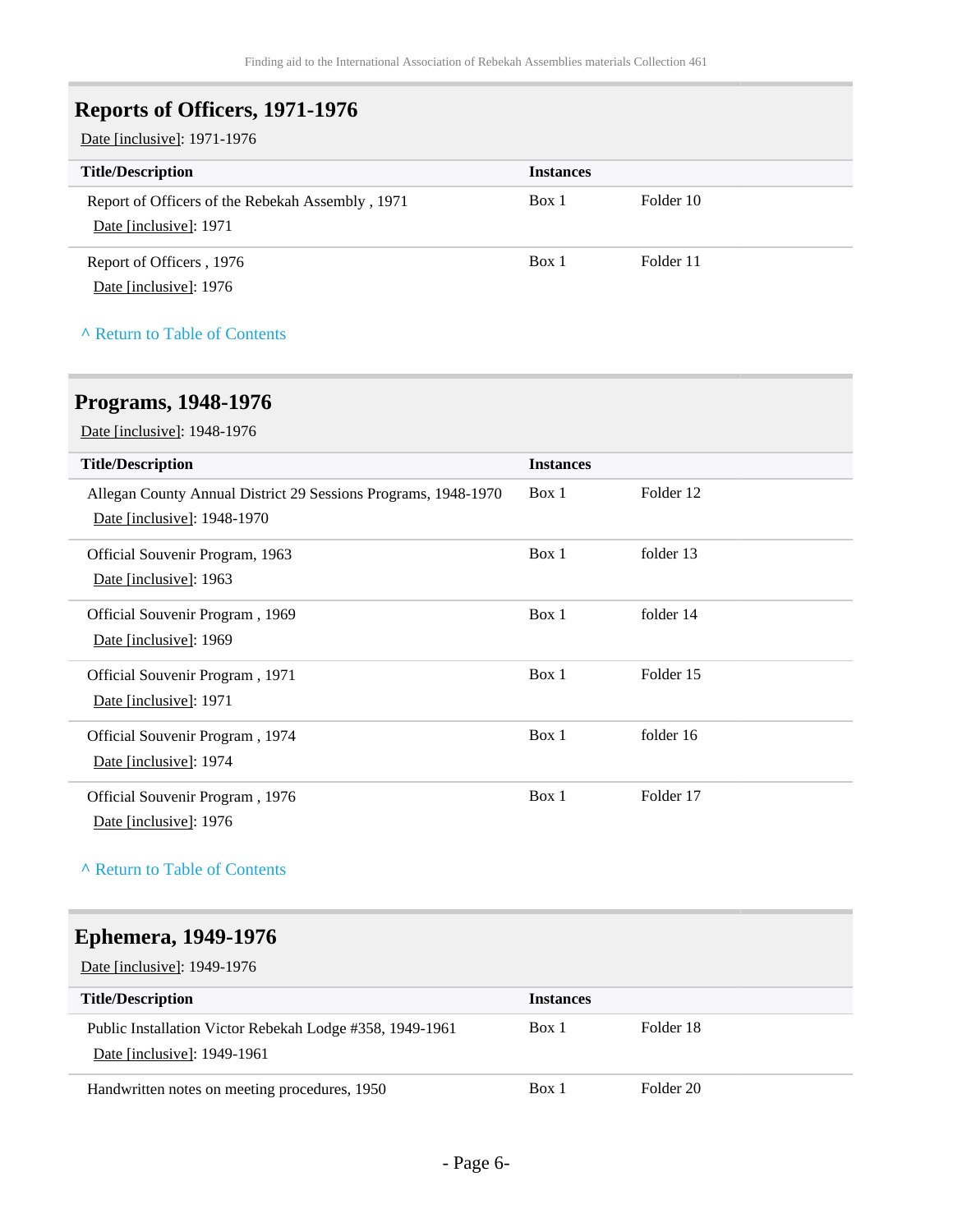## Reports of Officers, 1971-1976

Date [inclusive]: 1971-1976

| Title/Description | Instances | |
|---|---|---|
| Report of Officers of the Rebekah Assembly , 1971<br>Date [inclusive]: 1971 | Box 1 | Folder 10 |
| Report of Officers , 1976<br>Date [inclusive]: 1976 | Box 1 | Folder 11 |

^ Return to Table of Contents

## Programs, 1948-1976

Date [inclusive]: 1948-1976

| Title/Description | Instances | |
|---|---|---|
| Allegan County Annual District 29 Sessions Programs, 1948-1970<br>Date [inclusive]: 1948-1970 | Box 1 | Folder 12 |
| Official Souvenir Program, 1963<br>Date [inclusive]: 1963 | Box 1 | folder 13 |
| Official Souvenir Program , 1969<br>Date [inclusive]: 1969 | Box 1 | folder 14 |
| Official Souvenir Program , 1971<br>Date [inclusive]: 1971 | Box 1 | Folder 15 |
| Official Souvenir Program , 1974<br>Date [inclusive]: 1974 | Box 1 | folder 16 |
| Official Souvenir Program , 1976<br>Date [inclusive]: 1976 | Box 1 | Folder 17 |

^ Return to Table of Contents

## Ephemera, 1949-1976

Date [inclusive]: 1949-1976

| Title/Description | Instances | |
|---|---|---|
| Public Installation Victor Rebekah Lodge #358, 1949-1961<br>Date [inclusive]: 1949-1961 | Box 1 | Folder 18 |
| Handwritten notes on meeting procedures, 1950 | Box 1 | Folder 20 |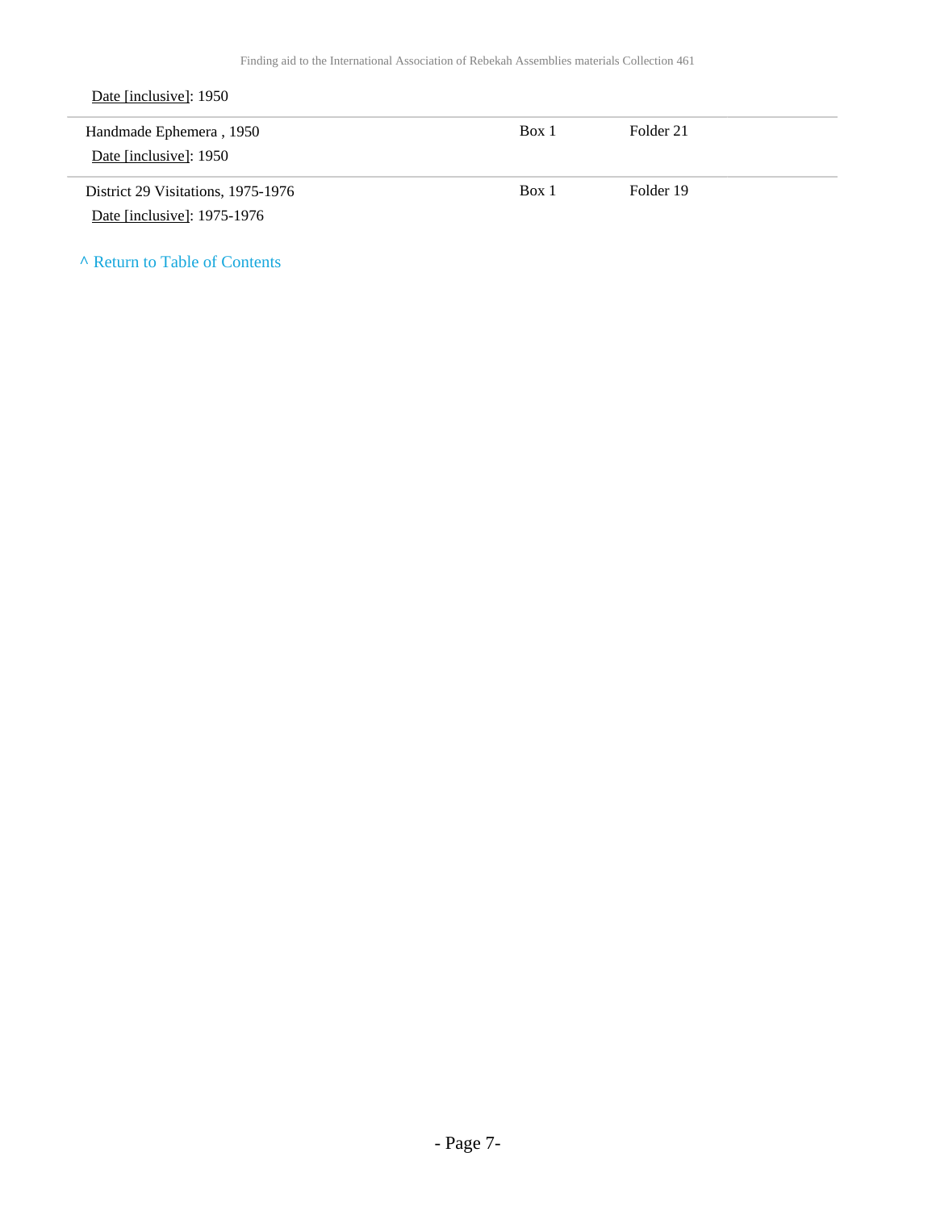Date [inclusive]: 1950

| | | |
|---|---|---|
| Handmade Ephemera , 1950<br>Date [inclusive]: 1950 | Box 1 | Folder 21 |
| District 29 Visitations, 1975-1976<br>Date [inclusive]: 1975-1976 | Box 1 | Folder 19 |

^ Return to Table of Contents